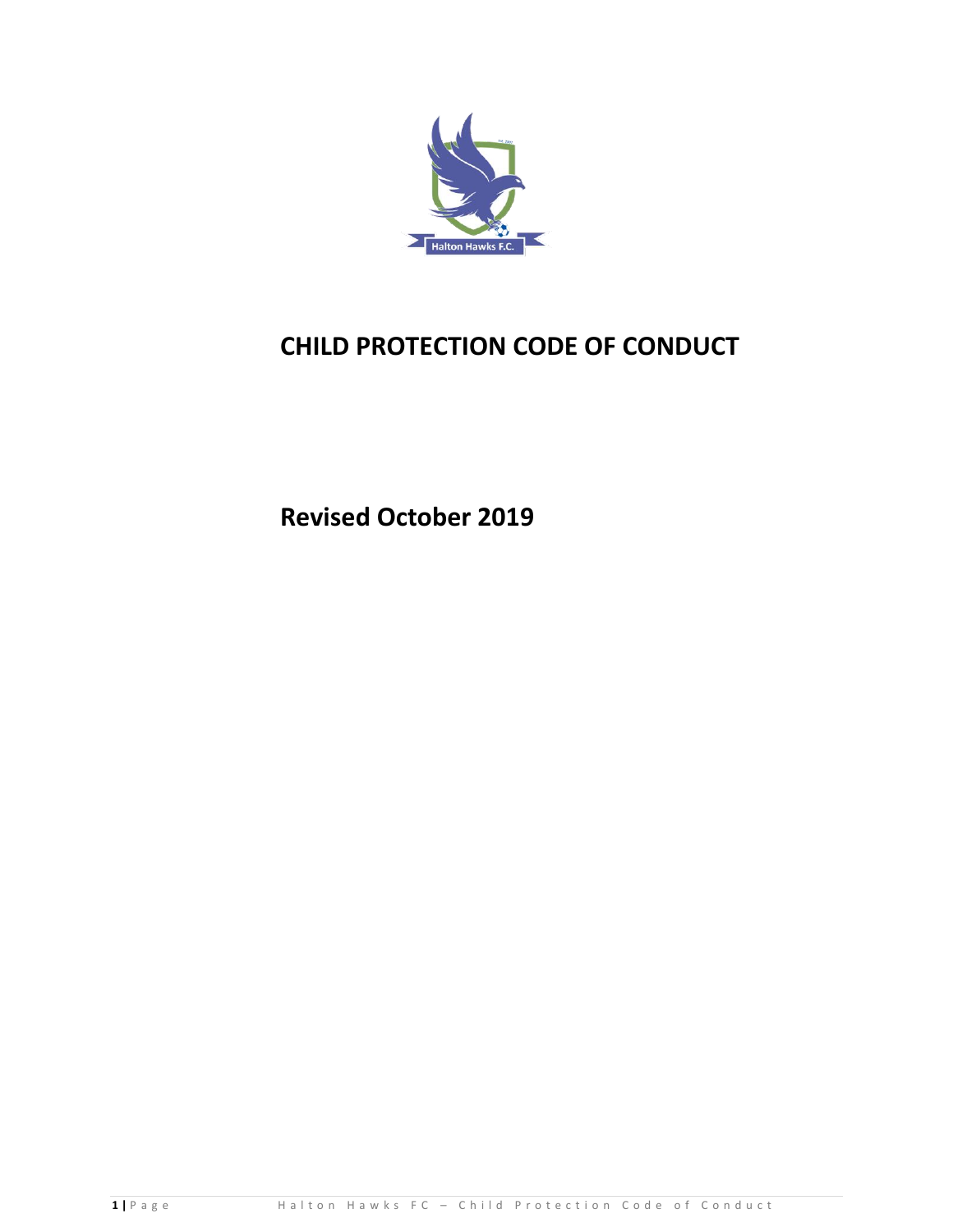# CHILD PROTECTION CODE OF CONDUCT

**Revised October 2019**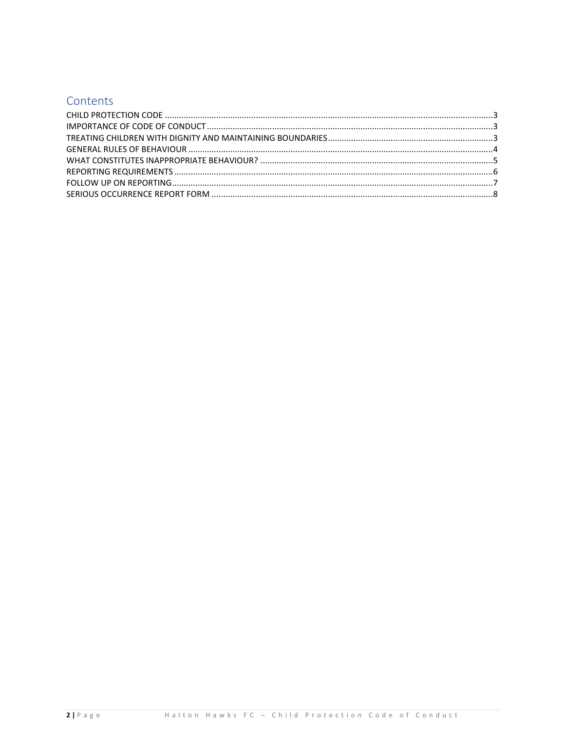## Contents

CHILD PROTECTION CODE ..........3
IMPORTANCE OF CODE OF CONDUCT ..........3
TREATING CHILDREN WITH DIGNITY AND MAINTAINING BOUNDARIES ..........3
GENERAL RULES OF BEHAVIOUR ..........4
WHAT CONSTITUTES INAPPROPRIATE BEHAVIOUR? ..........5
REPORTING REQUIREMENTS ..........6
FOLLOW UP ON REPORTING ..........7
SERIOUS OCCURRENCE REPORT FORM ..........8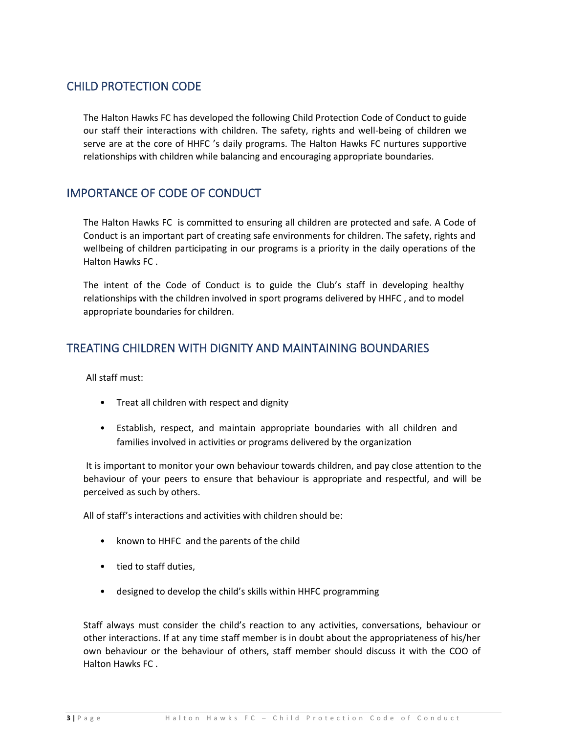## CHILD PROTECTION CODE

The Halton Hawks FC has developed the following Child Protection Code of Conduct to guide our staff their interactions with children. The safety, rights and well-being of children we serve are at the core of HHFC 's daily programs. The Halton Hawks FC nurtures supportive relationships with children while balancing and encouraging appropriate boundaries.

## IMPORTANCE OF CODE OF CONDUCT

The Halton Hawks FC is committed to ensuring all children are protected and safe. A Code of Conduct is an important part of creating safe environments for children. The safety, rights and wellbeing of children participating in our programs is a priority in the daily operations of the Halton Hawks FC .

The intent of the Code of Conduct is to guide the Club's staff in developing healthy relationships with the children involved in sport programs delivered by HHFC , and to model appropriate boundaries for children.

## TREATING CHILDREN WITH DIGNITY AND MAINTAINING BOUNDARIES

All staff must:

- Treat all children with respect and dignity
- Establish, respect, and maintain appropriate boundaries with all children and families involved in activities or programs delivered by the organization

It is important to monitor your own behaviour towards children, and pay close attention to the behaviour of your peers to ensure that behaviour is appropriate and respectful, and will be perceived as such by others.

All of staff's interactions and activities with children should be:

- known to HHFC and the parents of the child
- tied to staff duties,
- designed to develop the child's skills within HHFC programming

Staff always must consider the child's reaction to any activities, conversations, behaviour or other interactions. If at any time staff member is in doubt about the appropriateness of his/her own behaviour or the behaviour of others, staff member should discuss it with the COO of Halton Hawks FC .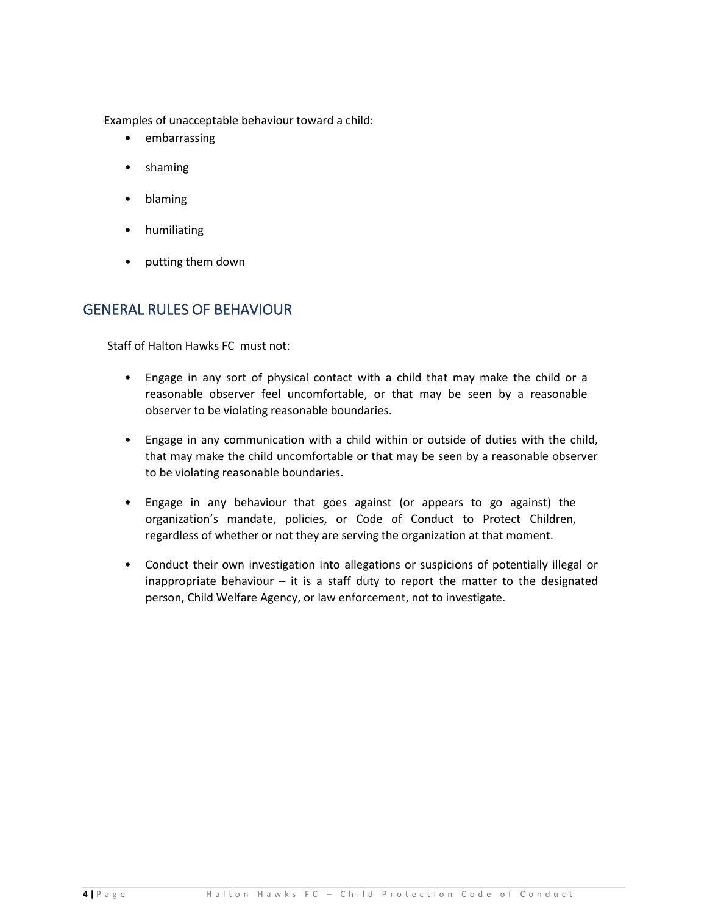Examples of unacceptable behaviour toward a child:

- embarrassing
- shaming
- blaming
- humiliating
- putting them down

## GENERAL RULES OF BEHAVIOUR

Staff of Halton Hawks FC must not:

- Engage in any sort of physical contact with a child that may make the child or a reasonable observer feel uncomfortable, or that may be seen by a reasonable observer to be violating reasonable boundaries.
- Engage in any communication with a child within or outside of duties with the child, that may make the child uncomfortable or that may be seen by a reasonable observer to be violating reasonable boundaries.
- Engage in any behaviour that goes against (or appears to go against) the organization's mandate, policies, or Code of Conduct to Protect Children, regardless of whether or not they are serving the organization at that moment.
- Conduct their own investigation into allegations or suspicions of potentially illegal or inappropriate behaviour – it is a staff duty to report the matter to the designated person, Child Welfare Agency, or law enforcement, not to investigate.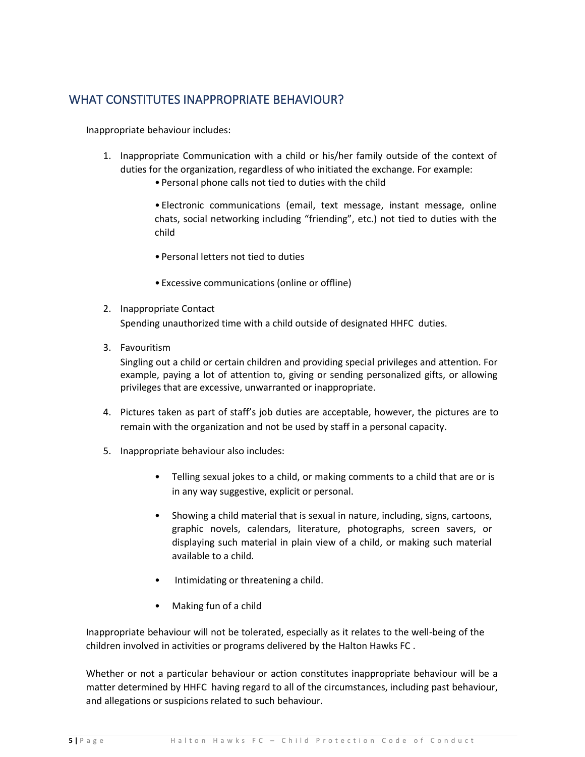## WHAT CONSTITUTES INAPPROPRIATE BEHAVIOUR?

Inappropriate behaviour includes:

1. Inappropriate Communication with a child or his/her family outside of the context of duties for the organization, regardless of who initiated the exchange. For example:
   - Personal phone calls not tied to duties with the child
   - Electronic communications (email, text message, instant message, online chats, social networking including "friending", etc.) not tied to duties with the child
   - Personal letters not tied to duties
   - Excessive communications (online or offline)
2. Inappropriate Contact

   Spending unauthorized time with a child outside of designated HHFC duties.
3. Favouritism

   Singling out a child or certain children and providing special privileges and attention. For example, paying a lot of attention to, giving or sending personalized gifts, or allowing privileges that are excessive, unwarranted or inappropriate.
4. Pictures taken as part of staff's job duties are acceptable, however, the pictures are to remain with the organization and not be used by staff in a personal capacity.
5. Inappropriate behaviour also includes:
   - Telling sexual jokes to a child, or making comments to a child that are or is in any way suggestive, explicit or personal.
   - Showing a child material that is sexual in nature, including, signs, cartoons, graphic novels, calendars, literature, photographs, screen savers, or displaying such material in plain view of a child, or making such material available to a child.
   - Intimidating or threatening a child.
   - Making fun of a child

Inappropriate behaviour will not be tolerated, especially as it relates to the well-being of the children involved in activities or programs delivered by the Halton Hawks FC .

Whether or not a particular behaviour or action constitutes inappropriate behaviour will be a matter determined by HHFC having regard to all of the circumstances, including past behaviour, and allegations or suspicions related to such behaviour.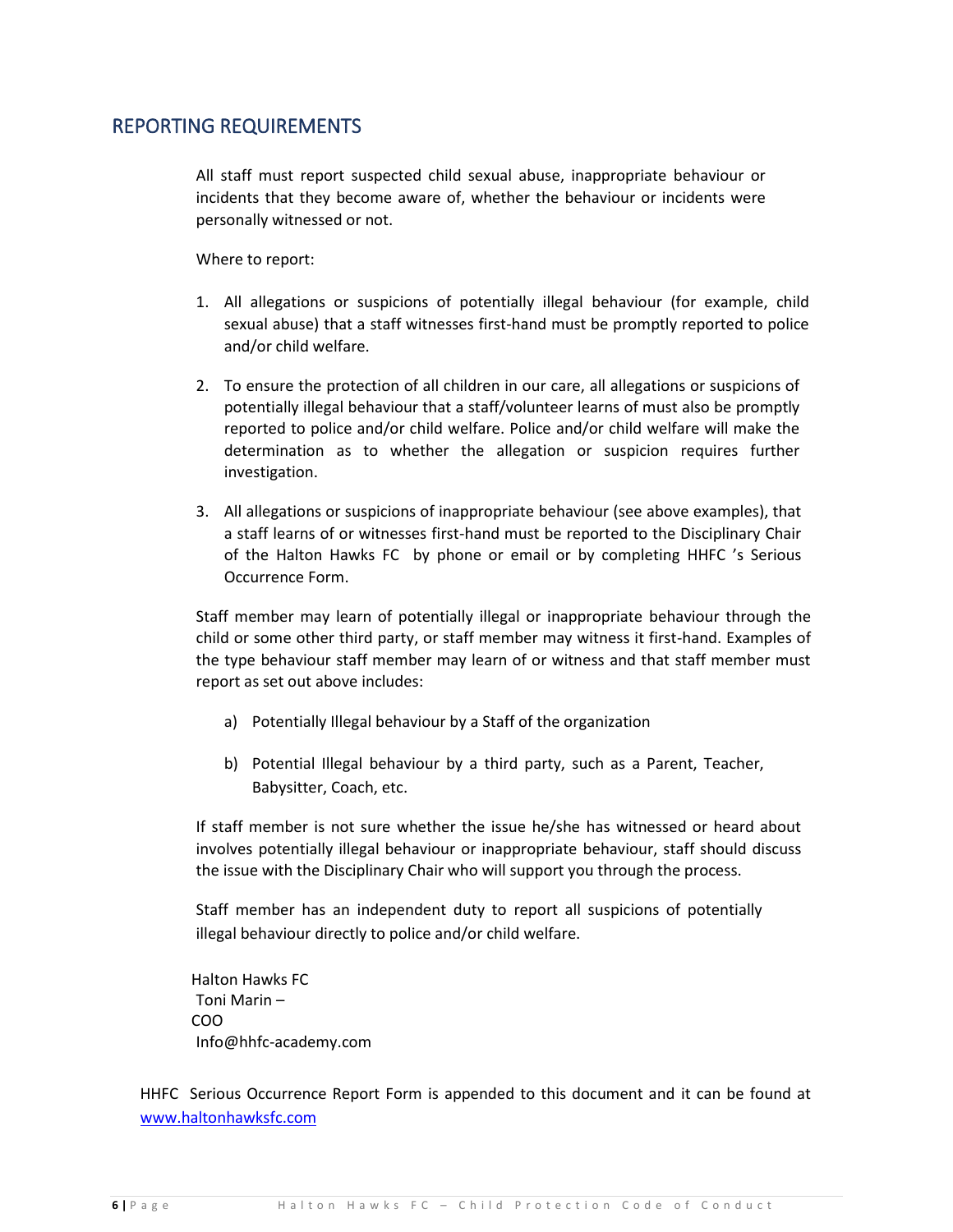## REPORTING REQUIREMENTS

All staff must report suspected child sexual abuse, inappropriate behaviour or incidents that they become aware of, whether the behaviour or incidents were personally witnessed or not.

Where to report:

1. All allegations or suspicions of potentially illegal behaviour (for example, child sexual abuse) that a staff witnesses first-hand must be promptly reported to police and/or child welfare.
2. To ensure the protection of all children in our care, all allegations or suspicions of potentially illegal behaviour that a staff/volunteer learns of must also be promptly reported to police and/or child welfare. Police and/or child welfare will make the determination as to whether the allegation or suspicion requires further investigation.
3. All allegations or suspicions of inappropriate behaviour (see above examples), that a staff learns of or witnesses first-hand must be reported to the Disciplinary Chair of the Halton Hawks FC by phone or email or by completing HHFC 's Serious Occurrence Form.

Staff member may learn of potentially illegal or inappropriate behaviour through the child or some other third party, or staff member may witness it first-hand. Examples of the type behaviour staff member may learn of or witness and that staff member must report as set out above includes:

a) Potentially Illegal behaviour by a Staff of the organization

b) Potential Illegal behaviour by a third party, such as a Parent, Teacher, Babysitter, Coach, etc.

If staff member is not sure whether the issue he/she has witnessed or heard about involves potentially illegal behaviour or inappropriate behaviour, staff should discuss the issue with the Disciplinary Chair who will support you through the process.

Staff member has an independent duty to report all suspicions of potentially illegal behaviour directly to police and/or child welfare.

Halton Hawks FC
Toni Marin –
COO
Info@hhfc-academy.com

HHFC Serious Occurrence Report Form is appended to this document and it can be found at www.haltonhawksfc.com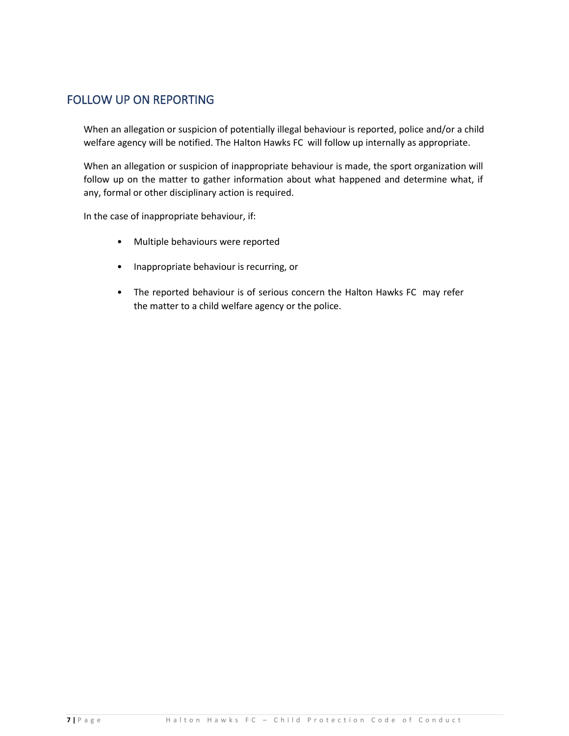## FOLLOW UP ON REPORTING

When an allegation or suspicion of potentially illegal behaviour is reported, police and/or a child welfare agency will be notified. The Halton Hawks FC will follow up internally as appropriate.

When an allegation or suspicion of inappropriate behaviour is made, the sport organization will follow up on the matter to gather information about what happened and determine what, if any, formal or other disciplinary action is required.

In the case of inappropriate behaviour, if:

- Multiple behaviours were reported
- Inappropriate behaviour is recurring, or
- The reported behaviour is of serious concern the Halton Hawks FC may refer the matter to a child welfare agency or the police.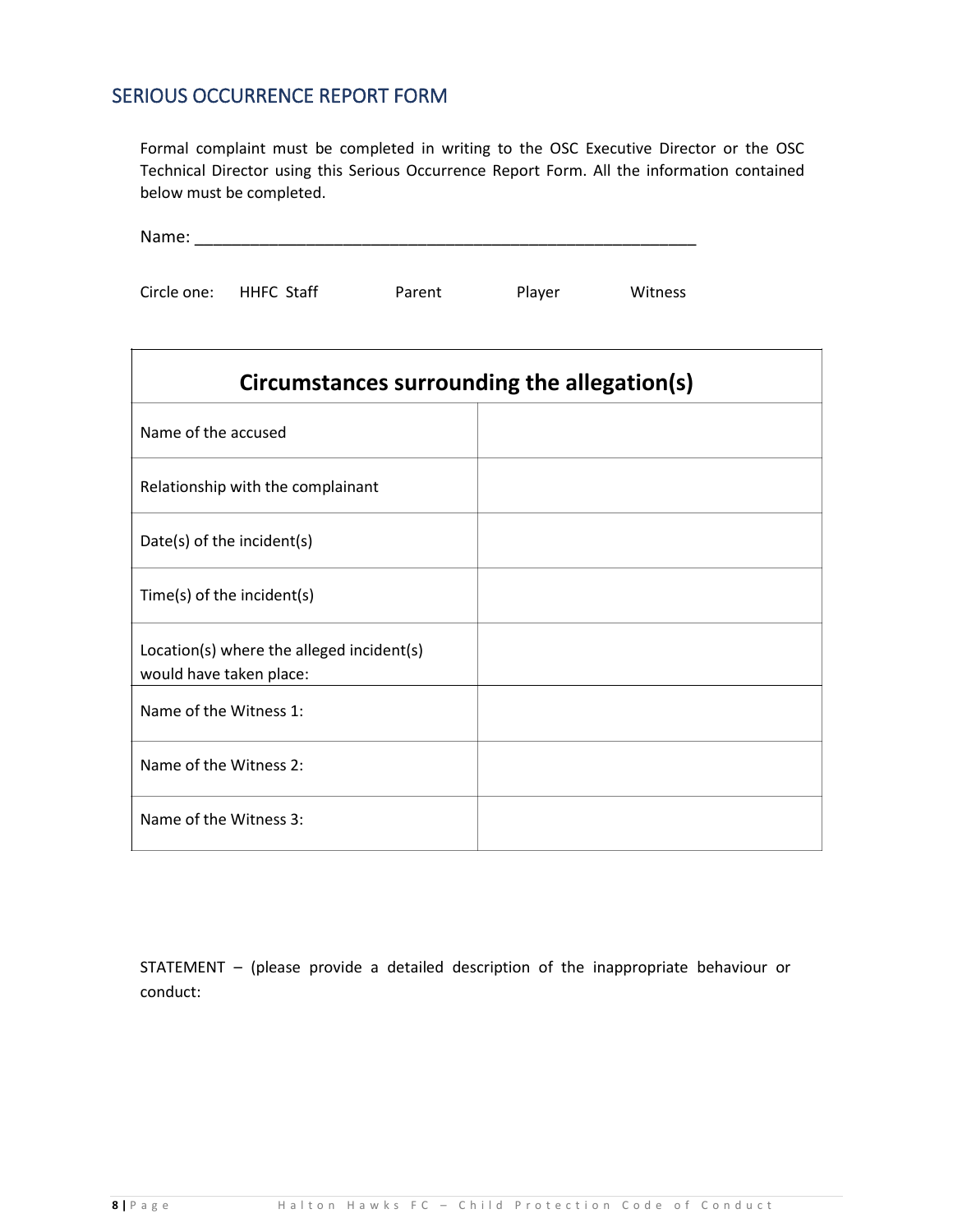## SERIOUS OCCURRENCE REPORT FORM

Formal complaint must be completed in writing to the OSC Executive Director or the OSC Technical Director using this Serious Occurrence Report Form. All the information contained below must be completed.

Name: ___________________________________________________________

Circle one: HHFC Staff Parent Player Witness

| Circumstances surrounding the allegation(s) | |
|---|---|
| Name of the accused | |
| Relationship with the complainant | |
| Date(s) of the incident(s) | |
| Time(s) of the incident(s) | |
| Location(s) where the alleged incident(s) would have taken place: | |
| Name of the Witness 1: | |
| Name of the Witness 2: | |
| Name of the Witness 3: | |

STATEMENT – (please provide a detailed description of the inappropriate behaviour or conduct: